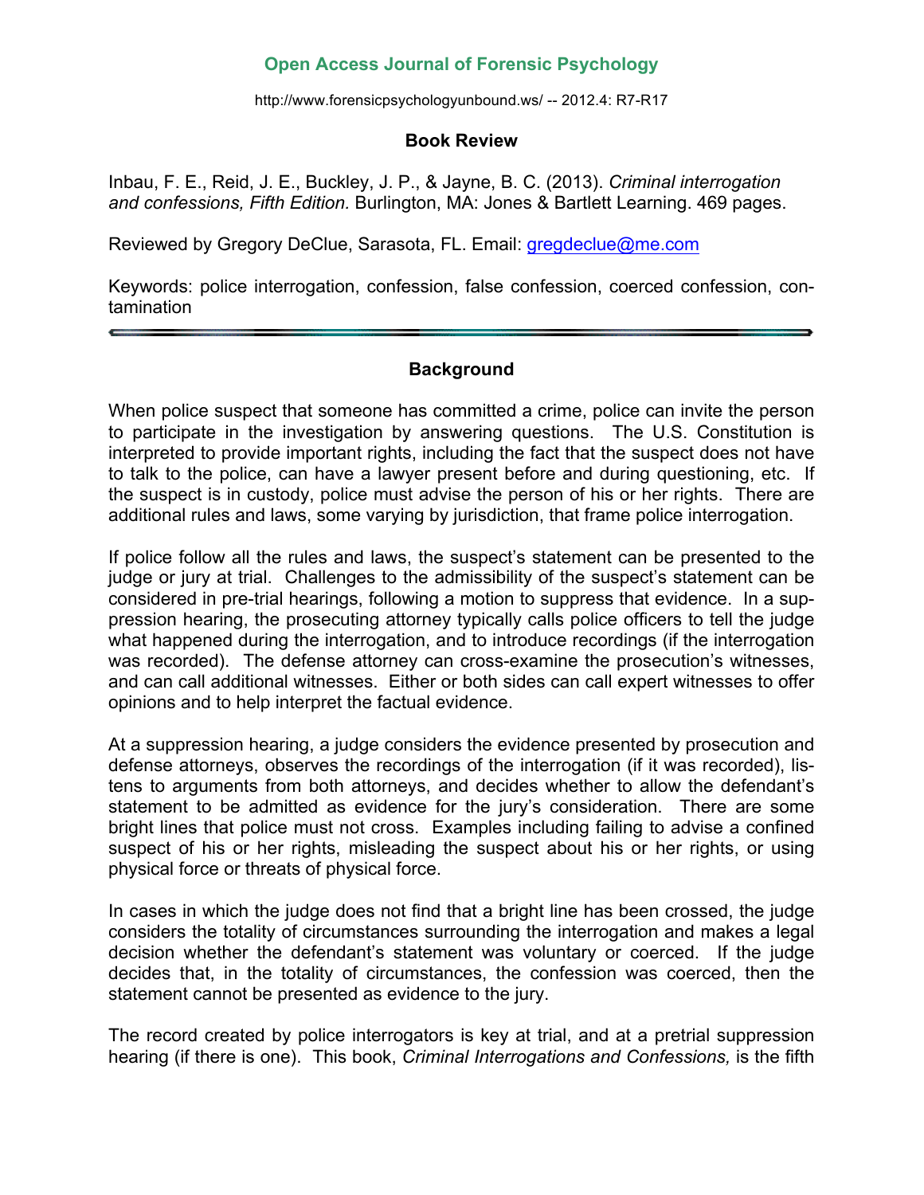**Open Access Journal of Forensic Psychology**

http://www.forensicpsychologyunbound.ws/ -- 2012.4: R7-R17

## Book Review

Inbau, F. E., Reid, J. E., Buckley, J. P., & Jayne, B. C. (2013). *Criminal interrogation and confessions, Fifth Edition.* Burlington, MA: Jones & Bartlett Learning. 469 pages.

Reviewed by Gregory DeClue, Sarasota, FL. Email: gregdeclue@me.com

Keywords: police interrogation, confession, false confession, coerced confession, contamination

---

## Background

When police suspect that someone has committed a crime, police can invite the person to participate in the investigation by answering questions. The U.S. Constitution is interpreted to provide important rights, including the fact that the suspect does not have to talk to the police, can have a lawyer present before and during questioning, etc. If the suspect is in custody, police must advise the person of his or her rights. There are additional rules and laws, some varying by jurisdiction, that frame police interrogation.

If police follow all the rules and laws, the suspect's statement can be presented to the judge or jury at trial. Challenges to the admissibility of the suspect's statement can be considered in pre-trial hearings, following a motion to suppress that evidence. In a suppression hearing, the prosecuting attorney typically calls police officers to tell the judge what happened during the interrogation, and to introduce recordings (if the interrogation was recorded). The defense attorney can cross-examine the prosecution's witnesses, and can call additional witnesses. Either or both sides can call expert witnesses to offer opinions and to help interpret the factual evidence.

At a suppression hearing, a judge considers the evidence presented by prosecution and defense attorneys, observes the recordings of the interrogation (if it was recorded), listens to arguments from both attorneys, and decides whether to allow the defendant's statement to be admitted as evidence for the jury's consideration. There are some bright lines that police must not cross. Examples including failing to advise a confined suspect of his or her rights, misleading the suspect about his or her rights, or using physical force or threats of physical force.

In cases in which the judge does not find that a bright line has been crossed, the judge considers the totality of circumstances surrounding the interrogation and makes a legal decision whether the defendant's statement was voluntary or coerced. If the judge decides that, in the totality of circumstances, the confession was coerced, then the statement cannot be presented as evidence to the jury.

The record created by police interrogators is key at trial, and at a pretrial suppression hearing (if there is one). This book, *Criminal Interrogations and Confessions,* is the fifth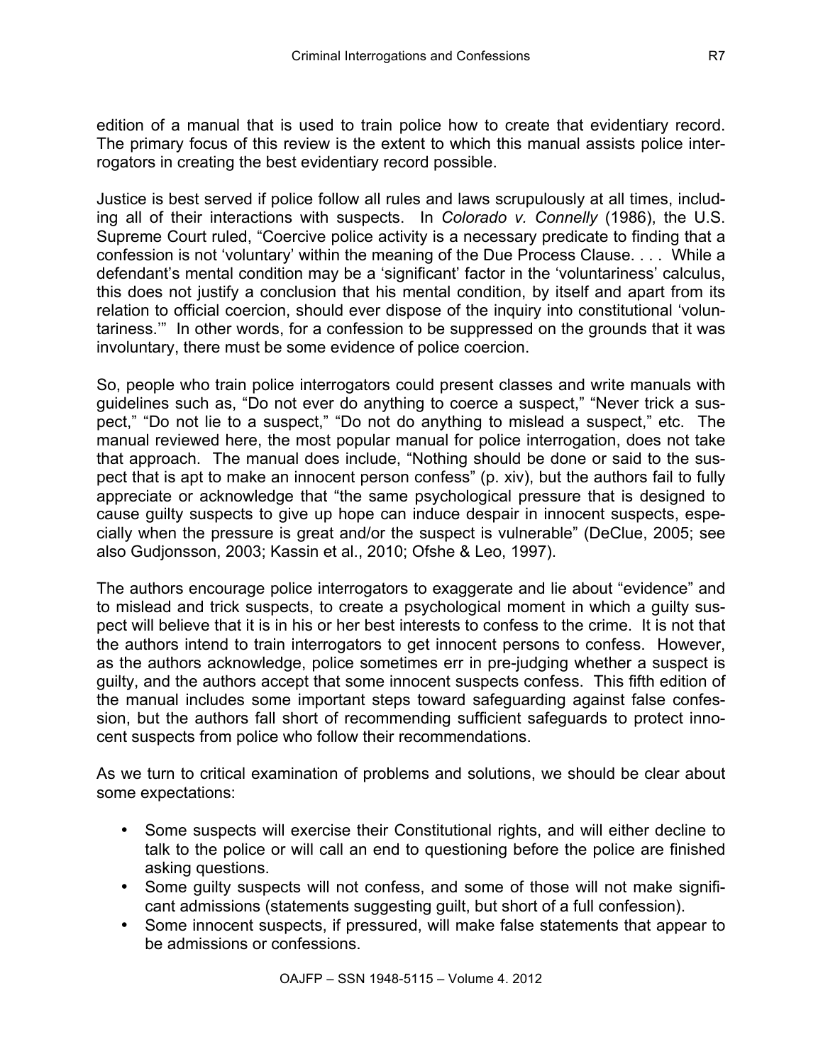edition of a manual that is used to train police how to create that evidentiary record. The primary focus of this review is the extent to which this manual assists police interrogators in creating the best evidentiary record possible.

Justice is best served if police follow all rules and laws scrupulously at all times, including all of their interactions with suspects. In *Colorado v. Connelly* (1986), the U.S. Supreme Court ruled, "Coercive police activity is a necessary predicate to finding that a confession is not 'voluntary' within the meaning of the Due Process Clause. . . . While a defendant's mental condition may be a 'significant' factor in the 'voluntariness' calculus, this does not justify a conclusion that his mental condition, by itself and apart from its relation to official coercion, should ever dispose of the inquiry into constitutional 'voluntariness.'" In other words, for a confession to be suppressed on the grounds that it was involuntary, there must be some evidence of police coercion.

So, people who train police interrogators could present classes and write manuals with guidelines such as, "Do not ever do anything to coerce a suspect," "Never trick a suspect," "Do not lie to a suspect," "Do not do anything to mislead a suspect," etc. The manual reviewed here, the most popular manual for police interrogation, does not take that approach. The manual does include, "Nothing should be done or said to the suspect that is apt to make an innocent person confess" (p. xiv), but the authors fail to fully appreciate or acknowledge that "the same psychological pressure that is designed to cause guilty suspects to give up hope can induce despair in innocent suspects, especially when the pressure is great and/or the suspect is vulnerable" (DeClue, 2005; see also Gudjonsson, 2003; Kassin et al., 2010; Ofshe & Leo, 1997).

The authors encourage police interrogators to exaggerate and lie about "evidence" and to mislead and trick suspects, to create a psychological moment in which a guilty suspect will believe that it is in his or her best interests to confess to the crime. It is not that the authors intend to train interrogators to get innocent persons to confess. However, as the authors acknowledge, police sometimes err in pre-judging whether a suspect is guilty, and the authors accept that some innocent suspects confess. This fifth edition of the manual includes some important steps toward safeguarding against false confession, but the authors fall short of recommending sufficient safeguards to protect innocent suspects from police who follow their recommendations.

As we turn to critical examination of problems and solutions, we should be clear about some expectations:

- Some suspects will exercise their Constitutional rights, and will either decline to talk to the police or will call an end to questioning before the police are finished asking questions.
- Some guilty suspects will not confess, and some of those will not make significant admissions (statements suggesting guilt, but short of a full confession).
- Some innocent suspects, if pressured, will make false statements that appear to be admissions or confessions.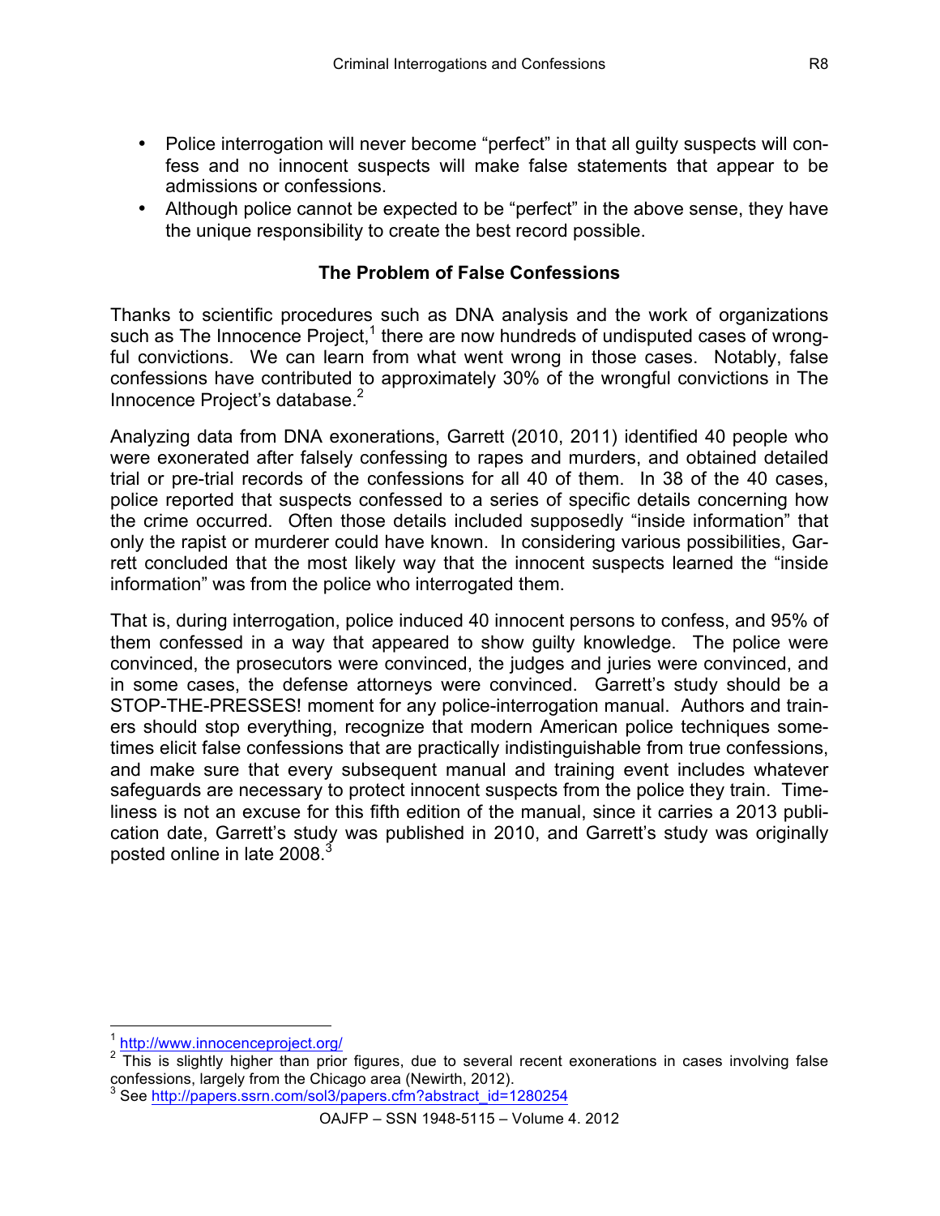- Police interrogation will never become "perfect" in that all guilty suspects will confess and no innocent suspects will make false statements that appear to be admissions or confessions.
- Although police cannot be expected to be "perfect" in the above sense, they have the unique responsibility to create the best record possible.

## The Problem of False Confessions

Thanks to scientific procedures such as DNA analysis and the work of organizations such as The Innocence Project,[1] there are now hundreds of undisputed cases of wrongful convictions. We can learn from what went wrong in those cases. Notably, false confessions have contributed to approximately 30% of the wrongful convictions in The Innocence Project's database.[2]

Analyzing data from DNA exonerations, Garrett (2010, 2011) identified 40 people who were exonerated after falsely confessing to rapes and murders, and obtained detailed trial or pre-trial records of the confessions for all 40 of them. In 38 of the 40 cases, police reported that suspects confessed to a series of specific details concerning how the crime occurred. Often those details included supposedly "inside information" that only the rapist or murderer could have known. In considering various possibilities, Garrett concluded that the most likely way that the innocent suspects learned the "inside information" was from the police who interrogated them.

That is, during interrogation, police induced 40 innocent persons to confess, and 95% of them confessed in a way that appeared to show guilty knowledge. The police were convinced, the prosecutors were convinced, the judges and juries were convinced, and in some cases, the defense attorneys were convinced. Garrett's study should be a STOP-THE-PRESSES! moment for any police-interrogation manual. Authors and trainers should stop everything, recognize that modern American police techniques sometimes elicit false confessions that are practically indistinguishable from true confessions, and make sure that every subsequent manual and training event includes whatever safeguards are necessary to protect innocent suspects from the police they train. Timeliness is not an excuse for this fifth edition of the manual, since it carries a 2013 publication date, Garrett's study was published in 2010, and Garrett's study was originally posted online in late 2008.[3]

---

[1] http://www.innocenceproject.org/

[2] This is slightly higher than prior figures, due to several recent exonerations in cases involving false confessions, largely from the Chicago area (Newirth, 2012).

[3] See http://papers.ssrn.com/sol3/papers.cfm?abstract_id=1280254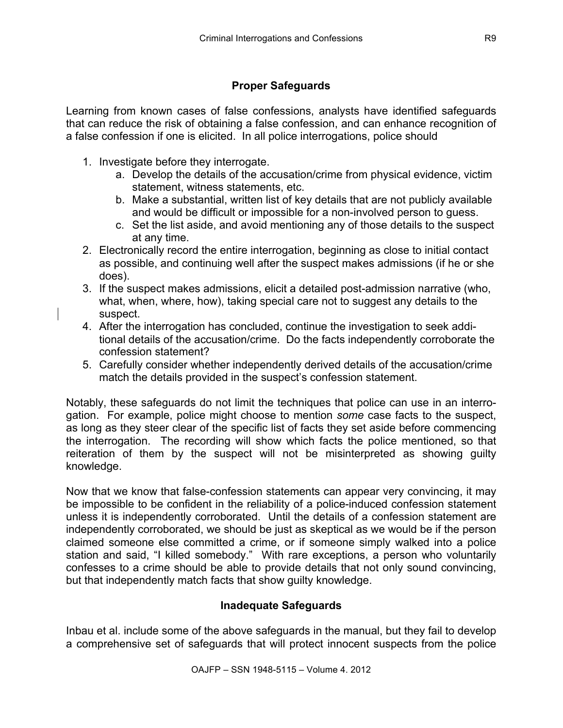## Proper Safeguards

Learning from known cases of false confessions, analysts have identified safeguards that can reduce the risk of obtaining a false confession, and can enhance recognition of a false confession if one is elicited. In all police interrogations, police should

1. Investigate before they interrogate.
    a. Develop the details of the accusation/crime from physical evidence, victim statement, witness statements, etc.
    b. Make a substantial, written list of key details that are not publicly available and would be difficult or impossible for a non-involved person to guess.
    c. Set the list aside, and avoid mentioning any of those details to the suspect at any time.
2. Electronically record the entire interrogation, beginning as close to initial contact as possible, and continuing well after the suspect makes admissions (if he or she does).
3. If the suspect makes admissions, elicit a detailed post-admission narrative (who, what, when, where, how), taking special care not to suggest any details to the suspect.
4. After the interrogation has concluded, continue the investigation to seek additional details of the accusation/crime. Do the facts independently corroborate the confession statement?
5. Carefully consider whether independently derived details of the accusation/crime match the details provided in the suspect's confession statement.

Notably, these safeguards do not limit the techniques that police can use in an interrogation. For example, police might choose to mention *some* case facts to the suspect, as long as they steer clear of the specific list of facts they set aside before commencing the interrogation. The recording will show which facts the police mentioned, so that reiteration of them by the suspect will not be misinterpreted as showing guilty knowledge.

Now that we know that false-confession statements can appear very convincing, it may be impossible to be confident in the reliability of a police-induced confession statement unless it is independently corroborated. Until the details of a confession statement are independently corroborated, we should be just as skeptical as we would be if the person claimed someone else committed a crime, or if someone simply walked into a police station and said, "I killed somebody." With rare exceptions, a person who voluntarily confesses to a crime should be able to provide details that not only sound convincing, but that independently match facts that show guilty knowledge.

## Inadequate Safeguards

Inbau et al. include some of the above safeguards in the manual, but they fail to develop a comprehensive set of safeguards that will protect innocent suspects from the police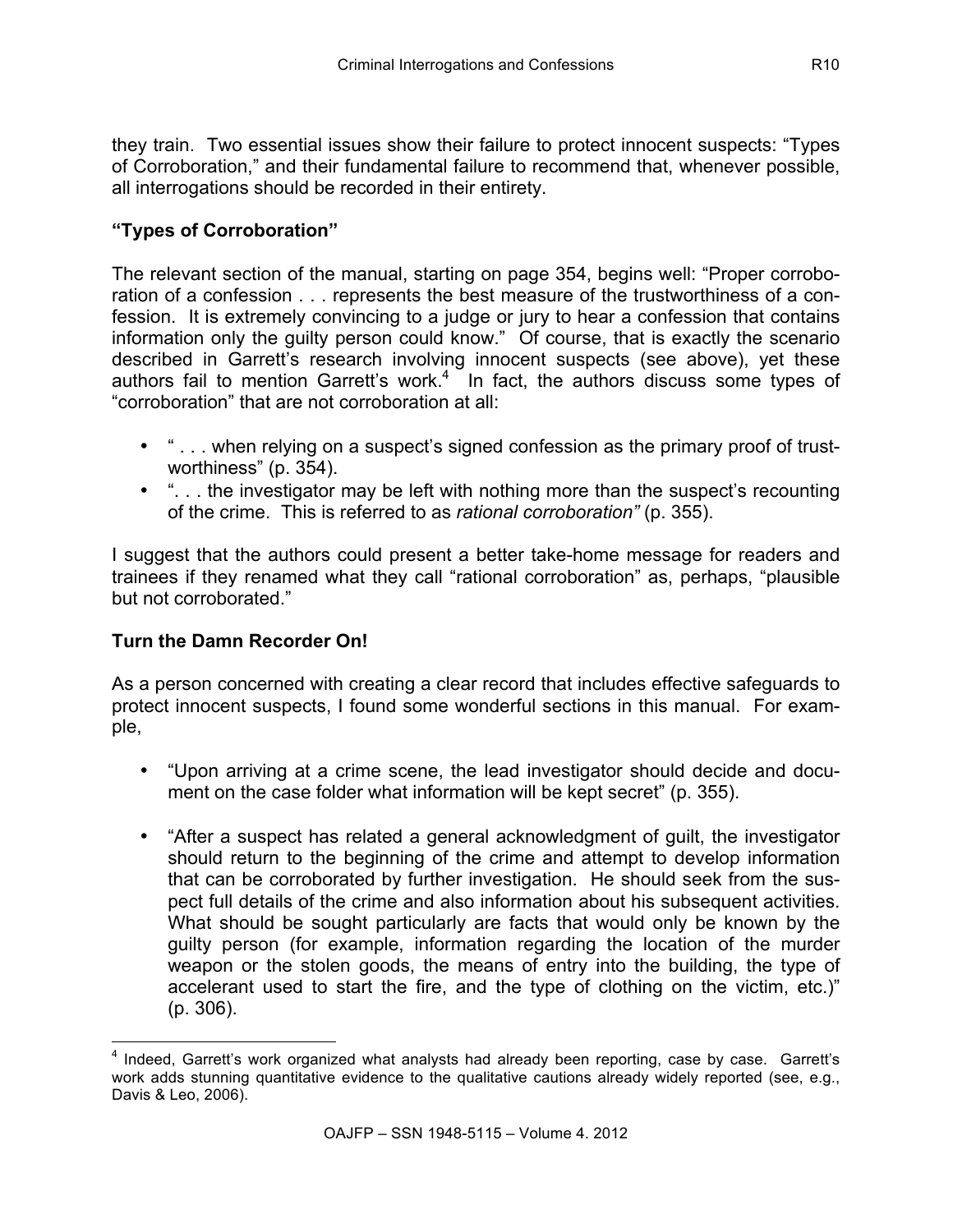they train. Two essential issues show their failure to protect innocent suspects: "Types of Corroboration," and their fundamental failure to recommend that, whenever possible, all interrogations should be recorded in their entirety.

## "Types of Corroboration"

The relevant section of the manual, starting on page 354, begins well: "Proper corroboration of a confession . . . represents the best measure of the trustworthiness of a confession. It is extremely convincing to a judge or jury to hear a confession that contains information only the guilty person could know." Of course, that is exactly the scenario described in Garrett's research involving innocent suspects (see above), yet these authors fail to mention Garrett's work.[4] In fact, the authors discuss some types of "corroboration" that are not corroboration at all:

- " . . . when relying on a suspect's signed confession as the primary proof of trustworthiness" (p. 354).
- ". . . the investigator may be left with nothing more than the suspect's recounting of the crime. This is referred to as *rational corroboration"* (p. 355).

I suggest that the authors could present a better take-home message for readers and trainees if they renamed what they call "rational corroboration" as, perhaps, "plausible but not corroborated."

## Turn the Damn Recorder On!

As a person concerned with creating a clear record that includes effective safeguards to protect innocent suspects, I found some wonderful sections in this manual. For example,

- "Upon arriving at a crime scene, the lead investigator should decide and document on the case folder what information will be kept secret" (p. 355).

- "After a suspect has related a general acknowledgment of guilt, the investigator should return to the beginning of the crime and attempt to develop information that can be corroborated by further investigation. He should seek from the suspect full details of the crime and also information about his subsequent activities. What should be sought particularly are facts that would only be known by the guilty person (for example, information regarding the location of the murder weapon or the stolen goods, the means of entry into the building, the type of accelerant used to start the fire, and the type of clothing on the victim, etc.)" (p. 306).

---

[4] Indeed, Garrett's work organized what analysts had already been reporting, case by case. Garrett's work adds stunning quantitative evidence to the qualitative cautions already widely reported (see, e.g., Davis & Leo, 2006).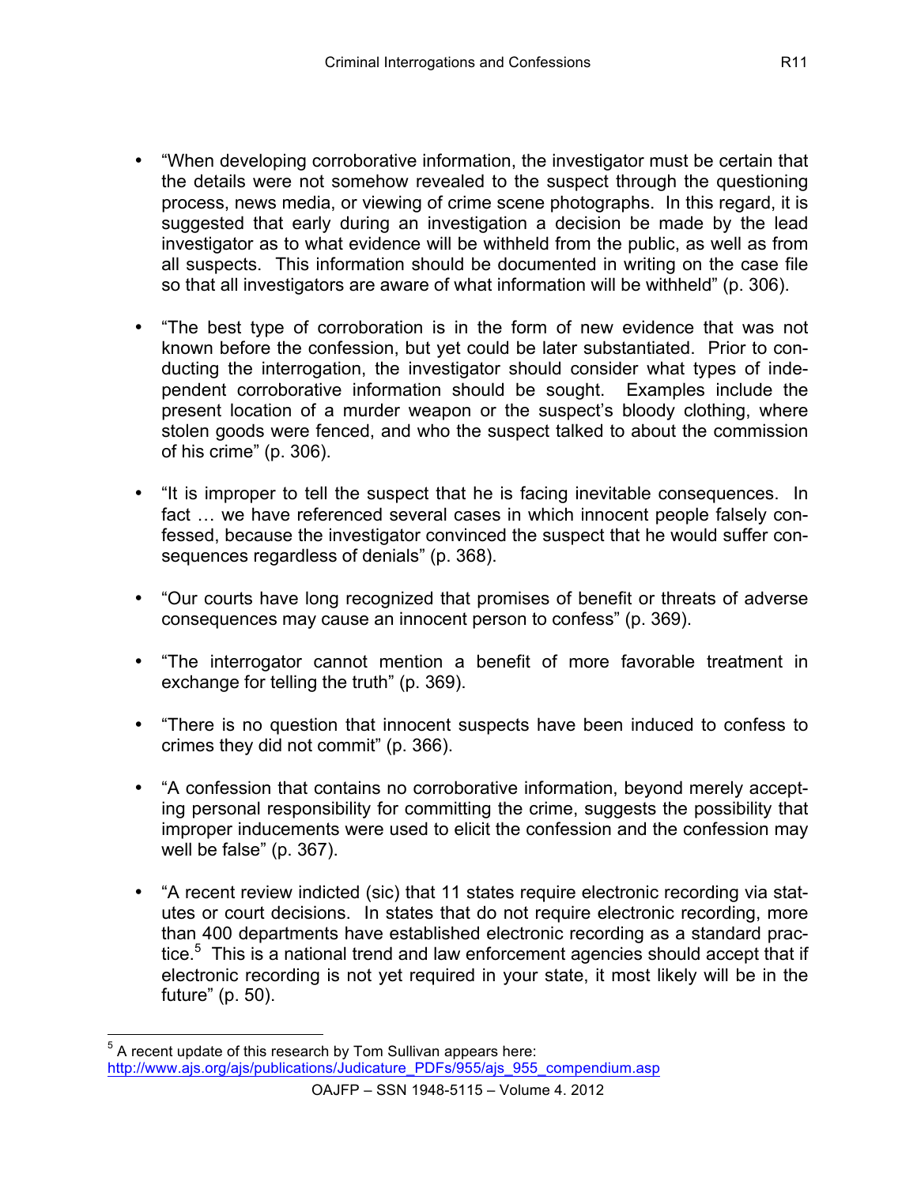- "When developing corroborative information, the investigator must be certain that the details were not somehow revealed to the suspect through the questioning process, news media, or viewing of crime scene photographs. In this regard, it is suggested that early during an investigation a decision be made by the lead investigator as to what evidence will be withheld from the public, as well as from all suspects. This information should be documented in writing on the case file so that all investigators are aware of what information will be withheld" (p. 306).

- "The best type of corroboration is in the form of new evidence that was not known before the confession, but yet could be later substantiated. Prior to conducting the interrogation, the investigator should consider what types of independent corroborative information should be sought. Examples include the present location of a murder weapon or the suspect's bloody clothing, where stolen goods were fenced, and who the suspect talked to about the commission of his crime" (p. 306).

- "It is improper to tell the suspect that he is facing inevitable consequences. In fact … we have referenced several cases in which innocent people falsely confessed, because the investigator convinced the suspect that he would suffer consequences regardless of denials" (p. 368).

- "Our courts have long recognized that promises of benefit or threats of adverse consequences may cause an innocent person to confess" (p. 369).

- "The interrogator cannot mention a benefit of more favorable treatment in exchange for telling the truth" (p. 369).

- "There is no question that innocent suspects have been induced to confess to crimes they did not commit" (p. 366).

- "A confession that contains no corroborative information, beyond merely accepting personal responsibility for committing the crime, suggests the possibility that improper inducements were used to elicit the confession and the confession may well be false" (p. 367).

- "A recent review indicted (sic) that 11 states require electronic recording via statutes or court decisions. In states that do not require electronic recording, more than 400 departments have established electronic recording as a standard practice.[5] This is a national trend and law enforcement agencies should accept that if electronic recording is not yet required in your state, it most likely will be in the future" (p. 50).

---

[5] A recent update of this research by Tom Sullivan appears here: http://www.ajs.org/ajs/publications/Judicature_PDFs/955/ajs_955_compendium.asp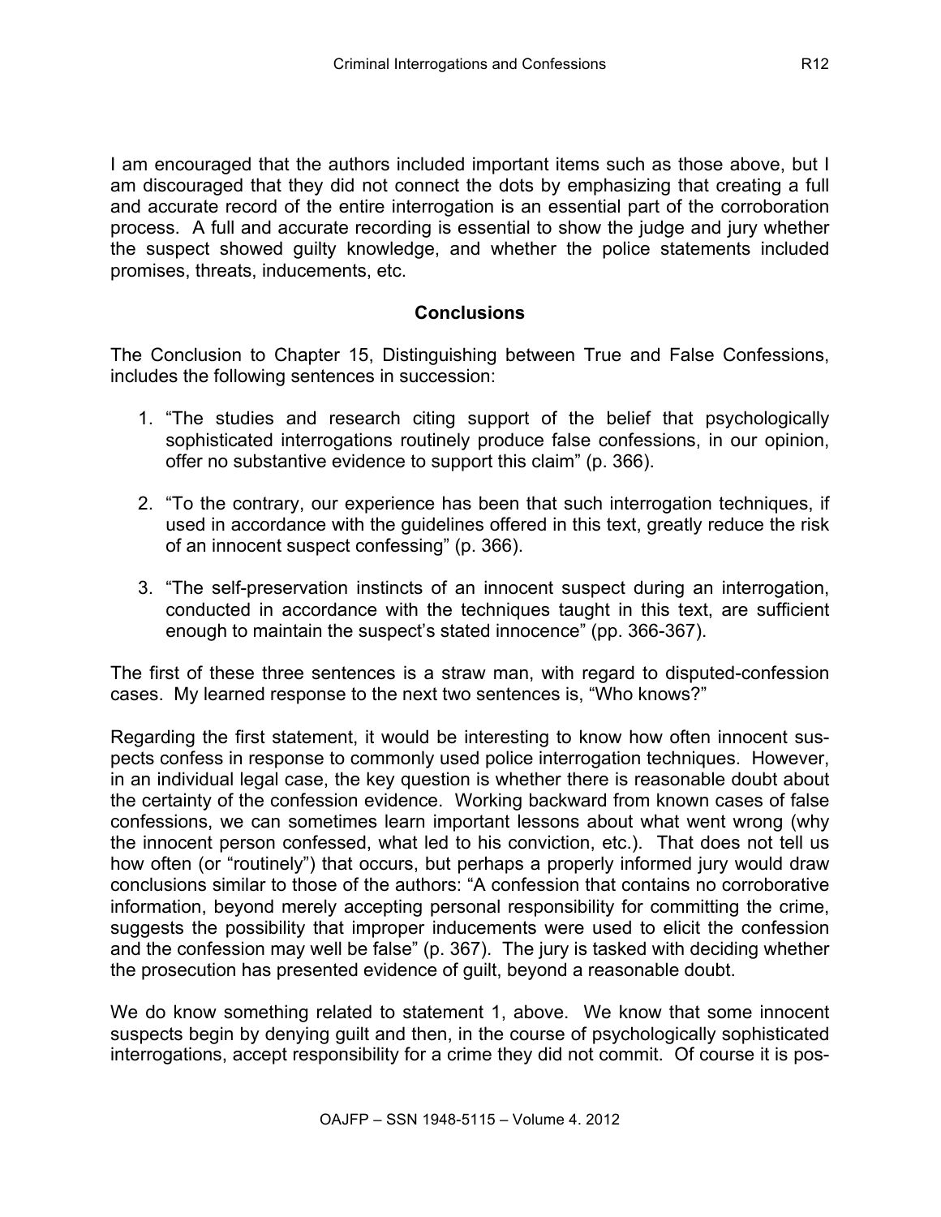I am encouraged that the authors included important items such as those above, but I am discouraged that they did not connect the dots by emphasizing that creating a full and accurate record of the entire interrogation is an essential part of the corroboration process. A full and accurate recording is essential to show the judge and jury whether the suspect showed guilty knowledge, and whether the police statements included promises, threats, inducements, etc.

## Conclusions

The Conclusion to Chapter 15, Distinguishing between True and False Confessions, includes the following sentences in succession:

1. "The studies and research citing support of the belief that psychologically sophisticated interrogations routinely produce false confessions, in our opinion, offer no substantive evidence to support this claim" (p. 366).
2. "To the contrary, our experience has been that such interrogation techniques, if used in accordance with the guidelines offered in this text, greatly reduce the risk of an innocent suspect confessing" (p. 366).
3. "The self-preservation instincts of an innocent suspect during an interrogation, conducted in accordance with the techniques taught in this text, are sufficient enough to maintain the suspect's stated innocence" (pp. 366-367).

The first of these three sentences is a straw man, with regard to disputed-confession cases. My learned response to the next two sentences is, "Who knows?"

Regarding the first statement, it would be interesting to know how often innocent suspects confess in response to commonly used police interrogation techniques. However, in an individual legal case, the key question is whether there is reasonable doubt about the certainty of the confession evidence. Working backward from known cases of false confessions, we can sometimes learn important lessons about what went wrong (why the innocent person confessed, what led to his conviction, etc.). That does not tell us how often (or "routinely") that occurs, but perhaps a properly informed jury would draw conclusions similar to those of the authors: "A confession that contains no corroborative information, beyond merely accepting personal responsibility for committing the crime, suggests the possibility that improper inducements were used to elicit the confession and the confession may well be false" (p. 367). The jury is tasked with deciding whether the prosecution has presented evidence of guilt, beyond a reasonable doubt.

We do know something related to statement 1, above. We know that some innocent suspects begin by denying guilt and then, in the course of psychologically sophisticated interrogations, accept responsibility for a crime they did not commit. Of course it is pos-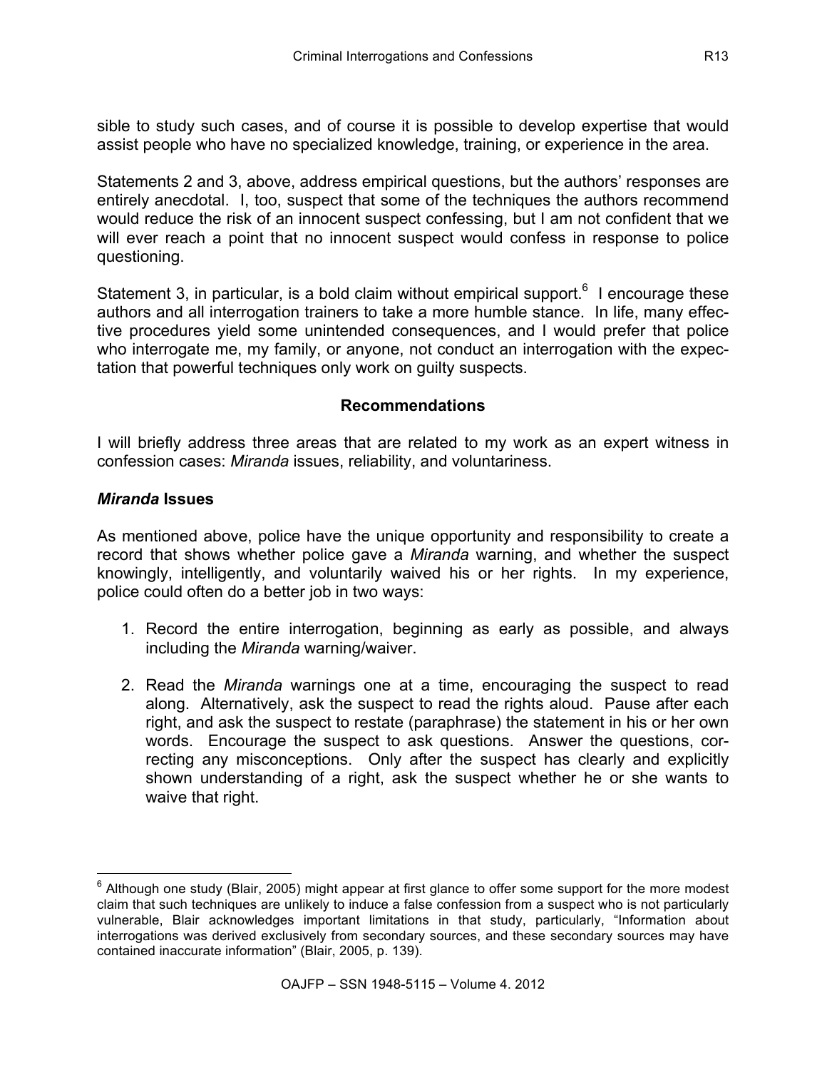sible to study such cases, and of course it is possible to develop expertise that would assist people who have no specialized knowledge, training, or experience in the area.

Statements 2 and 3, above, address empirical questions, but the authors' responses are entirely anecdotal. I, too, suspect that some of the techniques the authors recommend would reduce the risk of an innocent suspect confessing, but I am not confident that we will ever reach a point that no innocent suspect would confess in response to police questioning.

Statement 3, in particular, is a bold claim without empirical support.[6] I encourage these authors and all interrogation trainers to take a more humble stance. In life, many effective procedures yield some unintended consequences, and I would prefer that police who interrogate me, my family, or anyone, not conduct an interrogation with the expectation that powerful techniques only work on guilty suspects.

## Recommendations

I will briefly address three areas that are related to my work as an expert witness in confession cases: *Miranda* issues, reliability, and voluntariness.

### *Miranda* Issues

As mentioned above, police have the unique opportunity and responsibility to create a record that shows whether police gave a *Miranda* warning, and whether the suspect knowingly, intelligently, and voluntarily waived his or her rights. In my experience, police could often do a better job in two ways:

1. Record the entire interrogation, beginning as early as possible, and always including the *Miranda* warning/waiver.

2. Read the *Miranda* warnings one at a time, encouraging the suspect to read along. Alternatively, ask the suspect to read the rights aloud. Pause after each right, and ask the suspect to restate (paraphrase) the statement in his or her own words. Encourage the suspect to ask questions. Answer the questions, correcting any misconceptions. Only after the suspect has clearly and explicitly shown understanding of a right, ask the suspect whether he or she wants to waive that right.

---

[6] Although one study (Blair, 2005) might appear at first glance to offer some support for the more modest claim that such techniques are unlikely to induce a false confession from a suspect who is not particularly vulnerable, Blair acknowledges important limitations in that study, particularly, "Information about interrogations was derived exclusively from secondary sources, and these secondary sources may have contained inaccurate information" (Blair, 2005, p. 139).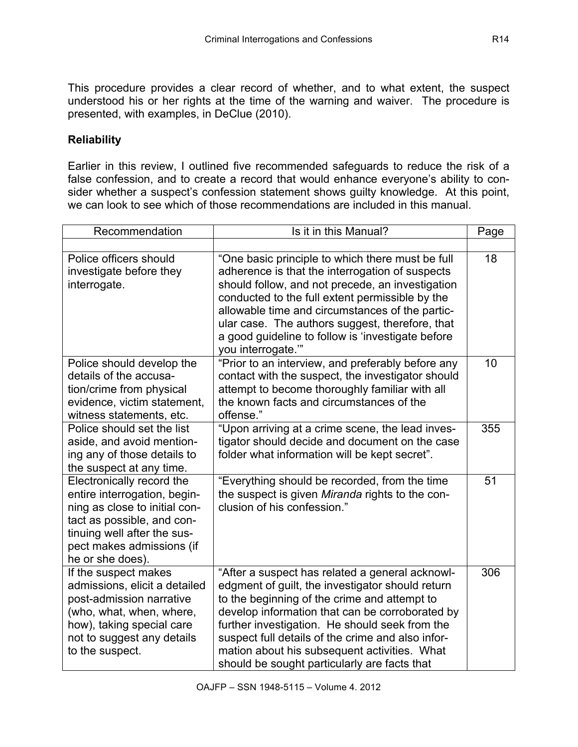This procedure provides a clear record of whether, and to what extent, the suspect understood his or her rights at the time of the warning and waiver. The procedure is presented, with examples, in DeClue (2010).

**Reliability**

Earlier in this review, I outlined five recommended safeguards to reduce the risk of a false confession, and to create a record that would enhance everyone's ability to consider whether a suspect's confession statement shows guilty knowledge. At this point, we can look to see which of those recommendations are included in this manual.

| Recommendation | Is it in this Manual? | Page |
|---|---|---|
| | | |
| Police officers should investigate before they interrogate. | "One basic principle to which there must be full adherence is that the interrogation of suspects should follow, and not precede, an investigation conducted to the full extent permissible by the allowable time and circumstances of the particular case. The authors suggest, therefore, that a good guideline to follow is 'investigate before you interrogate.'" | 18 |
| Police should develop the details of the accusation/crime from physical evidence, victim statement, witness statements, etc. | "Prior to an interview, and preferably before any contact with the suspect, the investigator should attempt to become thoroughly familiar with all the known facts and circumstances of the offense." | 10 |
| Police should set the list aside, and avoid mentioning any of those details to the suspect at any time. | "Upon arriving at a crime scene, the lead investigator should decide and document on the case folder what information will be kept secret". | 355 |
| Electronically record the entire interrogation, beginning as close to initial contact as possible, and continuing well after the suspect makes admissions (if he or she does). | "Everything should be recorded, from the time the suspect is given *Miranda* rights to the conclusion of his confession." | 51 |
| If the suspect makes admissions, elicit a detailed post-admission narrative (who, what, when, where, how), taking special care not to suggest any details to the suspect. | "After a suspect has related a general acknowledgment of guilt, the investigator should return to the beginning of the crime and attempt to develop information that can be corroborated by further investigation. He should seek from the suspect full details of the crime and also information about his subsequent activities. What should be sought particularly are facts that | 306 |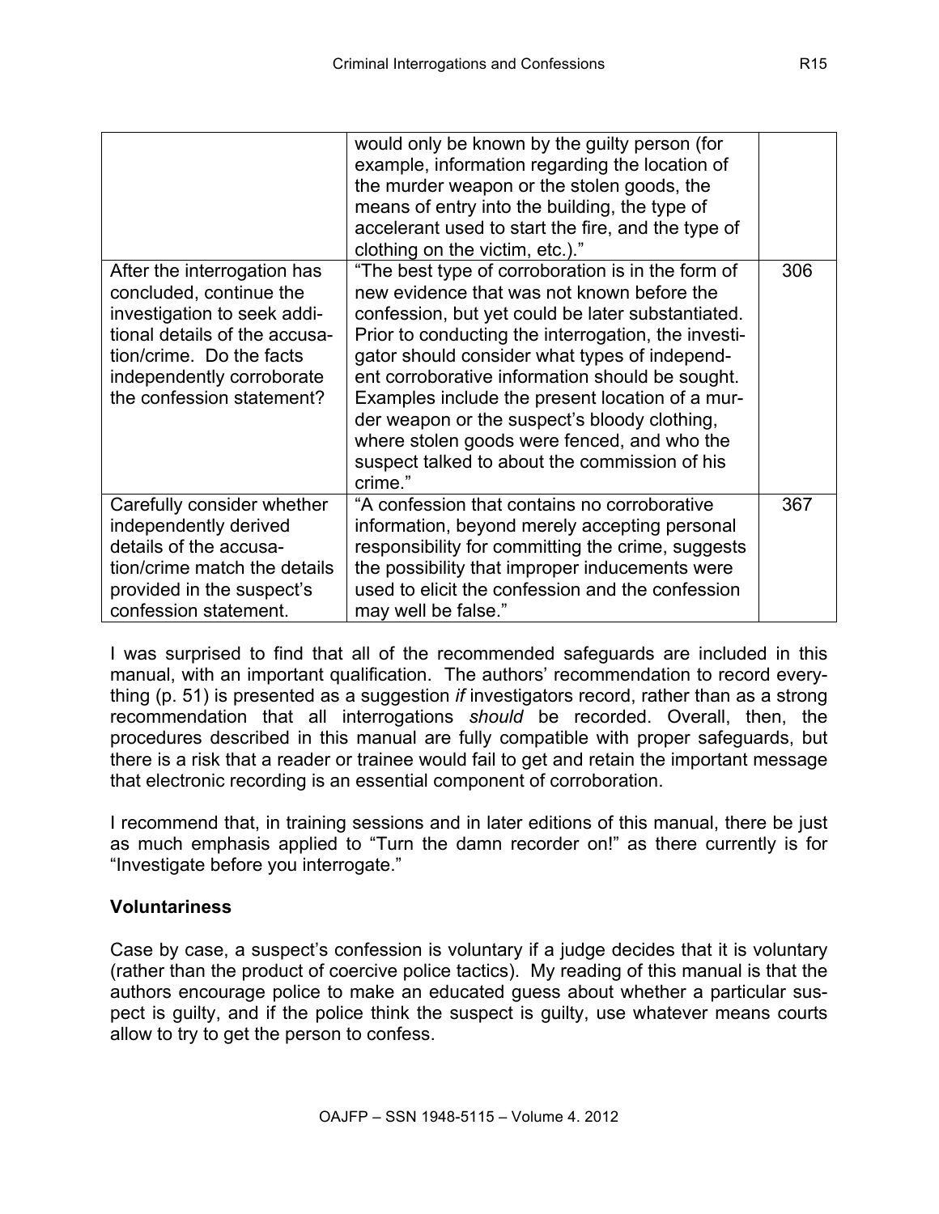|  |  |  |
|---|---|---|
|  | would only be known by the guilty person (for example, information regarding the location of the murder weapon or the stolen goods, the means of entry into the building, the type of accelerant used to start the fire, and the type of clothing on the victim, etc.)." |  |
| After the interrogation has concluded, continue the investigation to seek additional details of the accusation/crime. Do the facts independently corroborate the confession statement? | "The best type of corroboration is in the form of new evidence that was not known before the confession, but yet could be later substantiated. Prior to conducting the interrogation, the investigator should consider what types of independent corroborative information should be sought. Examples include the present location of a murder weapon or the suspect's bloody clothing, where stolen goods were fenced, and who the suspect talked to about the commission of his crime." | 306 |
| Carefully consider whether independently derived details of the accusation/crime match the details provided in the suspect's confession statement. | "A confession that contains no corroborative information, beyond merely accepting personal responsibility for committing the crime, suggests the possibility that improper inducements were used to elicit the confession and the confession may well be false." | 367 |

I was surprised to find that all of the recommended safeguards are included in this manual, with an important qualification. The authors' recommendation to record everything (p. 51) is presented as a suggestion *if* investigators record, rather than as a strong recommendation that all interrogations *should* be recorded. Overall, then, the procedures described in this manual are fully compatible with proper safeguards, but there is a risk that a reader or trainee would fail to get and retain the important message that electronic recording is an essential component of corroboration.

I recommend that, in training sessions and in later editions of this manual, there be just as much emphasis applied to "Turn the damn recorder on!" as there currently is for "Investigate before you interrogate."

**Voluntariness**

Case by case, a suspect's confession is voluntary if a judge decides that it is voluntary (rather than the product of coercive police tactics). My reading of this manual is that the authors encourage police to make an educated guess about whether a particular suspect is guilty, and if the police think the suspect is guilty, use whatever means courts allow to try to get the person to confess.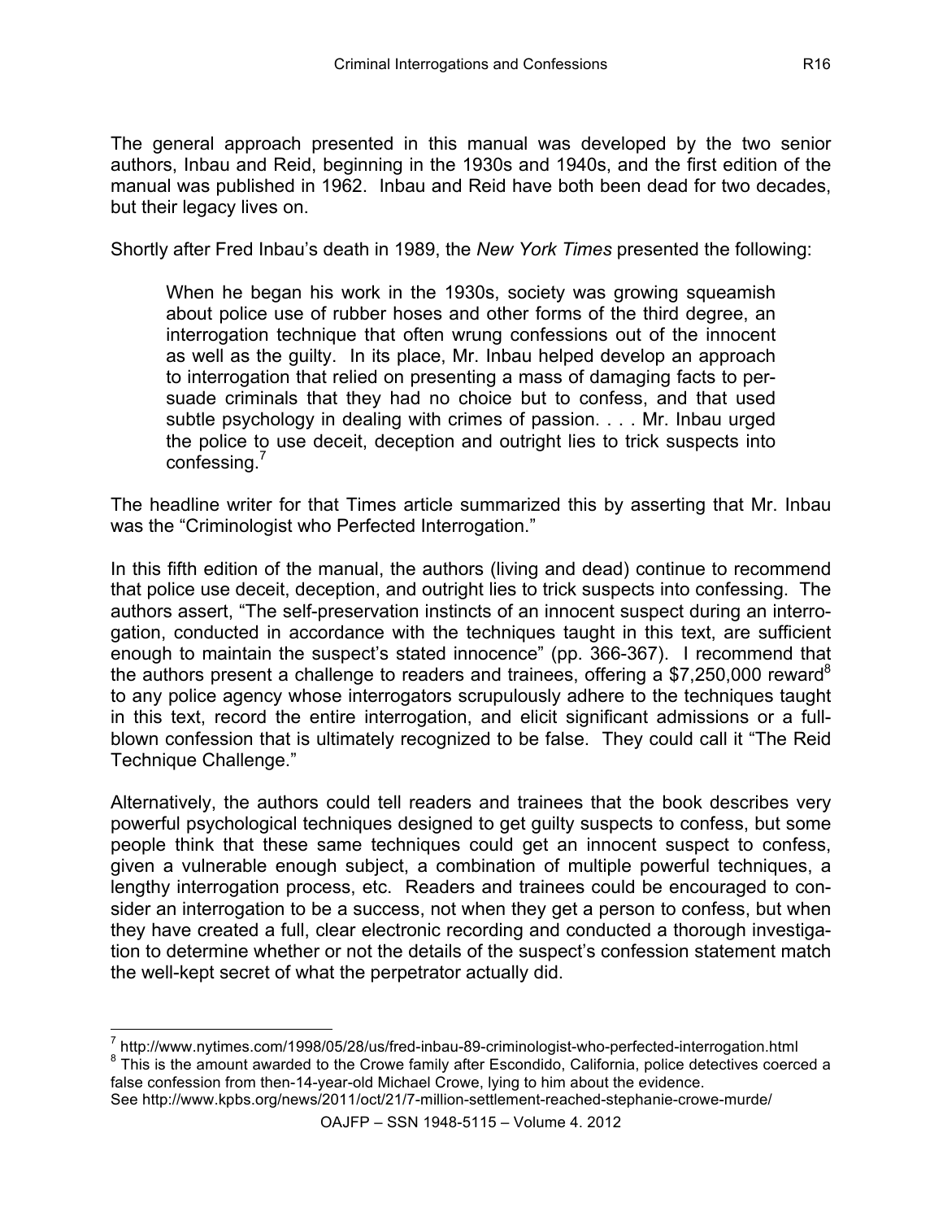The general approach presented in this manual was developed by the two senior authors, Inbau and Reid, beginning in the 1930s and 1940s, and the first edition of the manual was published in 1962. Inbau and Reid have both been dead for two decades, but their legacy lives on.

Shortly after Fred Inbau's death in 1989, the *New York Times* presented the following:

> When he began his work in the 1930s, society was growing squeamish about police use of rubber hoses and other forms of the third degree, an interrogation technique that often wrung confessions out of the innocent as well as the guilty. In its place, Mr. Inbau helped develop an approach to interrogation that relied on presenting a mass of damaging facts to persuade criminals that they had no choice but to confess, and that used subtle psychology in dealing with crimes of passion. . . . Mr. Inbau urged the police to use deceit, deception and outright lies to trick suspects into confessing.[7]

The headline writer for that Times article summarized this by asserting that Mr. Inbau was the "Criminologist who Perfected Interrogation."

In this fifth edition of the manual, the authors (living and dead) continue to recommend that police use deceit, deception, and outright lies to trick suspects into confessing. The authors assert, "The self-preservation instincts of an innocent suspect during an interrogation, conducted in accordance with the techniques taught in this text, are sufficient enough to maintain the suspect's stated innocence" (pp. 366-367). I recommend that the authors present a challenge to readers and trainees, offering a $7,250,000 reward[8] to any police agency whose interrogators scrupulously adhere to the techniques taught in this text, record the entire interrogation, and elicit significant admissions or a full-blown confession that is ultimately recognized to be false. They could call it "The Reid Technique Challenge."

Alternatively, the authors could tell readers and trainees that the book describes very powerful psychological techniques designed to get guilty suspects to confess, but some people think that these same techniques could get an innocent suspect to confess, given a vulnerable enough subject, a combination of multiple powerful techniques, a lengthy interrogation process, etc. Readers and trainees could be encouraged to consider an interrogation to be a success, not when they get a person to confess, but when they have created a full, clear electronic recording and conducted a thorough investigation to determine whether or not the details of the suspect's confession statement match the well-kept secret of what the perpetrator actually did.

---

[7] http://www.nytimes.com/1998/05/28/us/fred-inbau-89-criminologist-who-perfected-interrogation.html

[8] This is the amount awarded to the Crowe family after Escondido, California, police detectives coerced a false confession from then-14-year-old Michael Crowe, lying to him about the evidence. See http://www.kpbs.org/news/2011/oct/21/7-million-settlement-reached-stephanie-crowe-murde/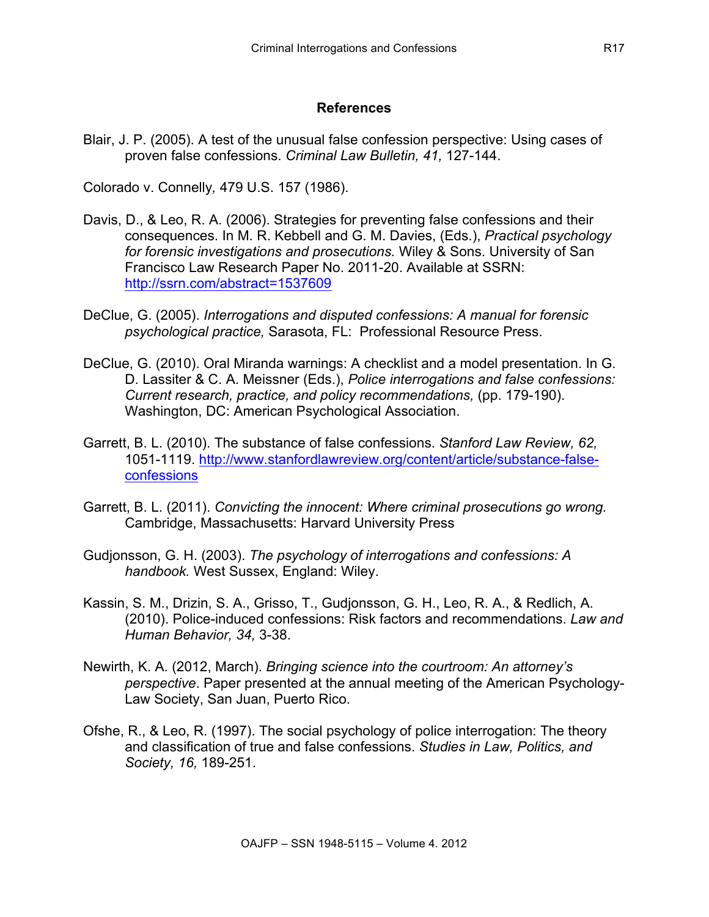## References

Blair, J. P. (2005). A test of the unusual false confession perspective: Using cases of proven false confessions. *Criminal Law Bulletin, 41,* 127-144.

Colorado v. Connelly*,* 479 U.S. 157 (1986).

Davis, D., & Leo, R. A. (2006). Strategies for preventing false confessions and their consequences. In M. R. Kebbell and G. M. Davies, (Eds.), *Practical psychology for forensic investigations and prosecutions.* Wiley & Sons. University of San Francisco Law Research Paper No. 2011-20. Available at SSRN: http://ssrn.com/abstract=1537609

DeClue, G. (2005). *Interrogations and disputed confessions: A manual for forensic psychological practice,* Sarasota, FL: Professional Resource Press.

DeClue, G. (2010). Oral Miranda warnings: A checklist and a model presentation. In G. D. Lassiter & C. A. Meissner (Eds.), *Police interrogations and false confessions: Current research, practice, and policy recommendations,* (pp. 179-190). Washington, DC: American Psychological Association.

Garrett, B. L. (2010). The substance of false confessions. *Stanford Law Review, 62,* 1051-1119. http://www.stanfordlawreview.org/content/article/substance-false-confessions

Garrett, B. L. (2011). *Convicting the innocent: Where criminal prosecutions go wrong.* Cambridge, Massachusetts: Harvard University Press

Gudjonsson, G. H. (2003). *The psychology of interrogations and confessions: A handbook.* West Sussex, England: Wiley.

Kassin, S. M., Drizin, S. A., Grisso, T., Gudjonsson, G. H., Leo, R. A., & Redlich, A. (2010). Police-induced confessions: Risk factors and recommendations. *Law and Human Behavior, 34,* 3-38.

Newirth, K. A. (2012, March). *Bringing science into the courtroom: An attorney's perspective*. Paper presented at the annual meeting of the American Psychology-Law Society, San Juan, Puerto Rico.

Ofshe, R., & Leo, R. (1997). The social psychology of police interrogation: The theory and classification of true and false confessions. *Studies in Law, Politics, and Society, 16,* 189-251.